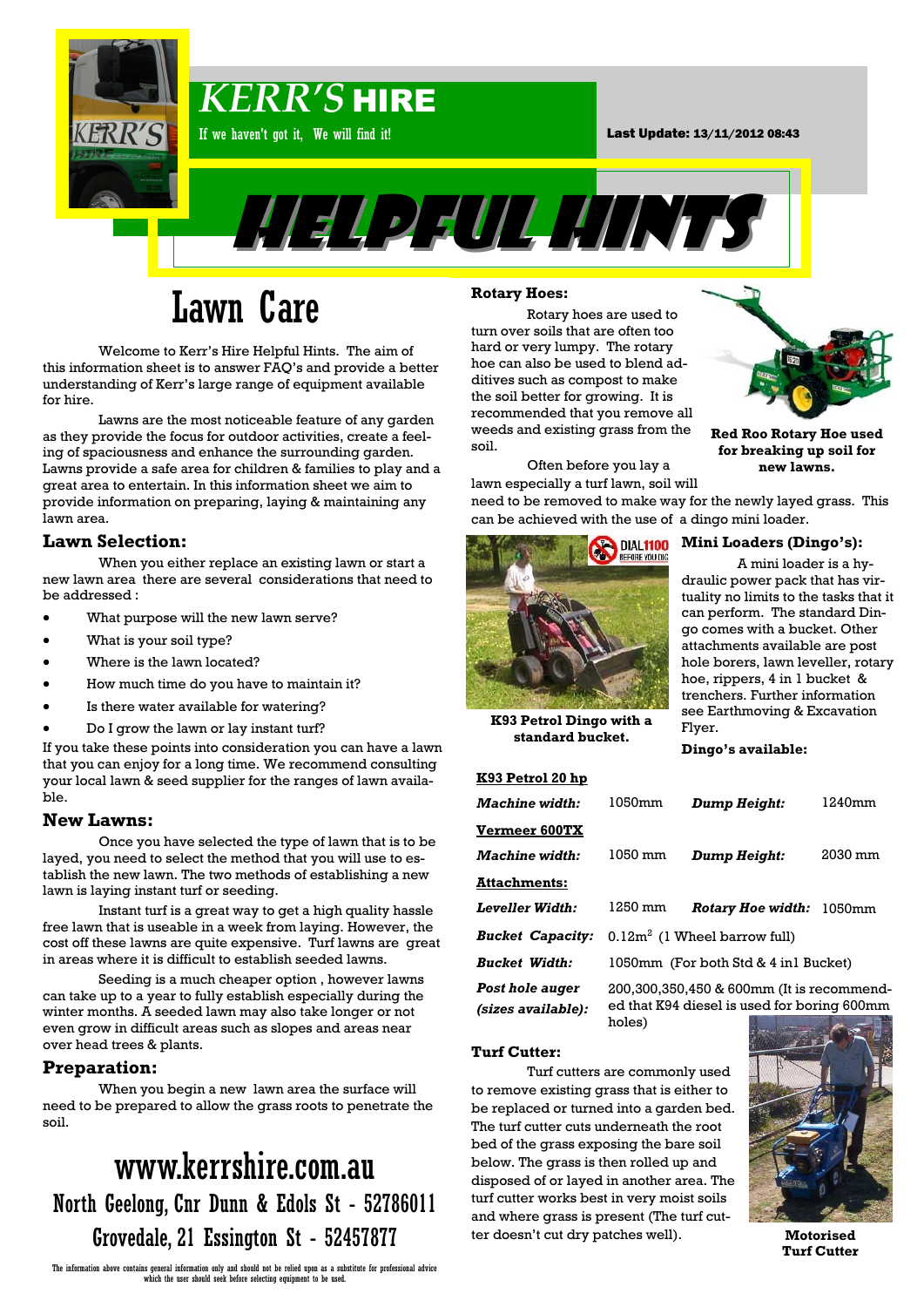# KERR'S HIRE

If we haven't got it, We will find it!

Last Update: 13/11/2012 08:43

# HELPFUL HINTS

## Lawn Care

Welcome to Kerr's Hire Helpful Hints. The aim of this information sheet is to answer FAQ's and provide a better understanding of Kerr's large range of equipment available for hire.

Lawns are the most noticeable feature of any garden as they provide the focus for outdoor activities, create a feeling of spaciousness and enhance the surrounding garden. Lawns provide a safe area for children & families to play and a great area to entertain. In this information sheet we aim to provide information on preparing, laying & maintaining any lawn area.

### Lawn Selection:

When you either replace an existing lawn or start a new lawn area there are several considerations that need to be addressed :

- What purpose will the new lawn serve?
- What is your soil type?
- Where is the lawn located?
- How much time do you have to maintain it?
- Is there water available for watering?
- Do I grow the lawn or lay instant turf?

If you take these points into consideration you can have a lawn that you can enjoy for a long time. We recommend consulting your local lawn & seed supplier for the ranges of lawn available.

### New Lawns:

Once you have selected the type of lawn that is to be layed, you need to select the method that you will use to establish the new lawn. The two methods of establishing a new lawn is laying instant turf or seeding.

Instant turf is a great way to get a high quality hassle free lawn that is useable in a week from laying. However, the cost off these lawns are quite expensive. Turf lawns are great in areas where it is difficult to establish seeded lawns.

Seeding is a much cheaper option , however lawns can take up to a year to fully establish especially during the winter months. A seeded lawn may also take longer or not even grow in difficult areas such as slopes and areas near over head trees & plants.

### Preparation:

When you begin a new lawn area the surface will need to be prepared to allow the grass roots to penetrate the soil.

### Rotary Hoes:

Rotary hoes are used to turn over soils that are often too hard or very lumpy. The rotary hoe can also be used to blend additives such as compost to make the soil better for growing. It is recommended that you remove all weeds and existing grass from the soil.

**Red Roo Rotary Hoe used for breaking up soil for new lawns.**

Often before you lay a lawn especially a turf lawn, soil will need to be removed to make way for the newly layed grass. This can be achieved with the use of a dingo mini loader.

**K93 Petrol Dingo with a standard bucket.**

### Mini Loaders (Dingo's):

A mini loader is a hydraulic power pack that has virtuality no limits to the tasks that it can perform. The standard Dingo comes with a bucket. Other attachments available are post hole borers, lawn leveller, rotary hoe, rippers, 4 in 1 bucket & trenchers. Further information see Earthmoving & Excavation Flyer.

**Dingo's available:**

| | | | |
|---|---|---|---|
| **K93 Petrol 20 hp** | | | |
| ***Machine width:*** | 1050mm | ***Dump Height:*** | 1240mm |
| **Vermeer 600TX** | | | |
| ***Machine width:*** | 1050 mm | ***Dump Height:*** | 2030 mm |
| **Attachments:** | | | |
| ***Leveller Width:*** | 1250 mm | ***Rotary Hoe width:*** | 1050mm |
| ***Bucket Capacity:*** | 0.12m$^2$ (1 Wheel barrow full) | | |
| ***Bucket Width:*** | 1050mm (For both Std & 4 in1 Bucket) | | |
| ***Post hole auger (sizes available):*** | 200,300,350,450 & 600mm (It is recommended that K94 diesel is used for boring 600mm holes) | | |

### Turf Cutter:

Turf cutters are commonly used to remove existing grass that is either to be replaced or turned into a garden bed. The turf cutter cuts underneath the root bed of the grass exposing the bare soil below. The grass is then rolled up and disposed of or layed in another area. The turf cutter works best in very moist soils and where grass is present (The turf cutter doesn't cut dry patches well).

**Motorised Turf Cutter**

## www.kerrshire.com.au

North Geelong, Cnr Dunn & Edols St - 52786011

Grovedale, 21 Essington St - 52457877

The information above contains general information only and should not be relied upon as a substitute for professional advice which the user should seek before selecting equipment to be used.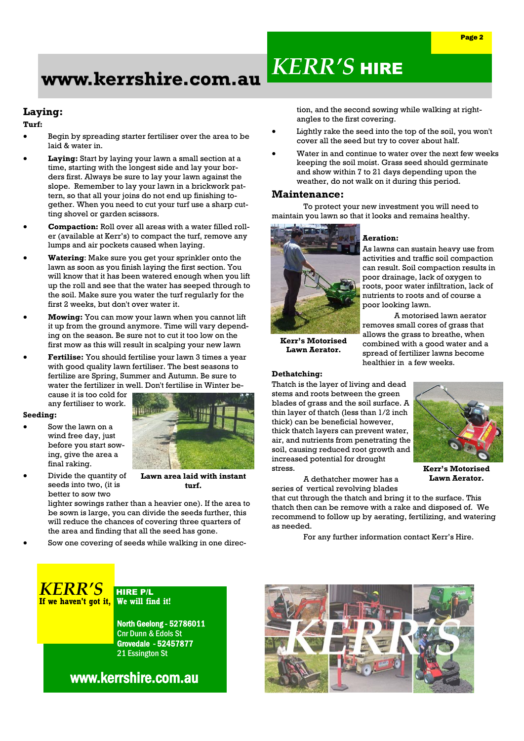## Laying:

**Turf:**

- Begin by spreading starter fertiliser over the area to be laid & water in.
- **Laying:** Start by laying your lawn a small section at a time, starting with the longest side and lay your borders first. Always be sure to lay your lawn against the slope. Remember to lay your lawn in a brickwork pattern, so that all your joins do not end up finishing together. When you need to cut your turf use a sharp cutting shovel or garden scissors.
- **Compaction:** Roll over all areas with a water filled roller (available at Kerr's) to compact the turf, remove any lumps and air pockets caused when laying.
- **Watering**: Make sure you get your sprinkler onto the lawn as soon as you finish laying the first section. You will know that it has been watered enough when you lift up the roll and see that the water has seeped through to the soil. Make sure you water the turf regularly for the first 2 weeks, but don't over water it.
- **Mowing:** You can mow your lawn when you cannot lift it up from the ground anymore. Time will vary depending on the season. Be sure not to cut it too low on the first mow as this will result in scalping your new lawn
- **Fertilise:** You should fertilise your lawn 3 times a year with good quality lawn fertiliser. The best seasons to fertilize are Spring, Summer and Autumn. Be sure to water the fertilizer in well. Don't fertilise in Winter because it is too cold for any fertiliser to work.

**Lawn area laid with instant turf.**

**Seeding:**

- Sow the lawn on a wind free day, just before you start sowing, give the area a final raking.
- Divide the quantity of seeds into two, (it is better to sow two lighter sowings rather than a heavier one). If the area to be sown is large, you can divide the seeds further, this will reduce the chances of covering three quarters of the area and finding that all the seed has gone.
- Sow one covering of seeds while walking in one direction, and the second sowing while walking at right-angles to the first covering.
- Lightly rake the seed into the top of the soil, you won't cover all the seed but try to cover about half.
- Water in and continue to water over the next few weeks keeping the soil moist. Grass seed should germinate and show within 7 to 21 days depending upon the weather, do not walk on it during this period.

## Maintenance:

To protect your new investment you will need to maintain you lawn so that it looks and remains healthy.

**Aeration:**

As lawns can sustain heavy use from activities and traffic soil compaction can result. Soil compaction results in poor drainage, lack of oxygen to roots, poor water infiltration, lack of nutrients to roots and of course a poor looking lawn.

A motorised lawn aerator removes small cores of grass that allows the grass to breathe, when combined with a good water and a spread of fertilizer lawns become healthier in a few weeks.

**Kerr's Motorised Lawn Aerator.**

**Dethatching:**

Thatch is the layer of living and dead stems and roots between the green blades of grass and the soil surface. A thin layer of thatch (less than 1/2 inch thick) can be beneficial however, thick thatch layers can prevent water, air, and nutrients from penetrating the soil, causing reduced root growth and increased potential for drought stress.

A dethatcher mower has a series of vertical revolving blades that cut through the thatch and bring it to the surface. This thatch then can be remove with a rake and disposed of. We recommend to follow up by aerating, fertilizing, and watering as needed.

**Kerr's Motorised Lawn Aerator.**

For any further information contact Kerr's Hire.

*KERR'S* **HIRE P/L**

**If we haven't got it, We will find it!**

**North Geelong - 52786011**
Cnr Dunn & Edols St
**Grovedale - 52457877**
21 Essington St

**www.kerrshire.com.au**